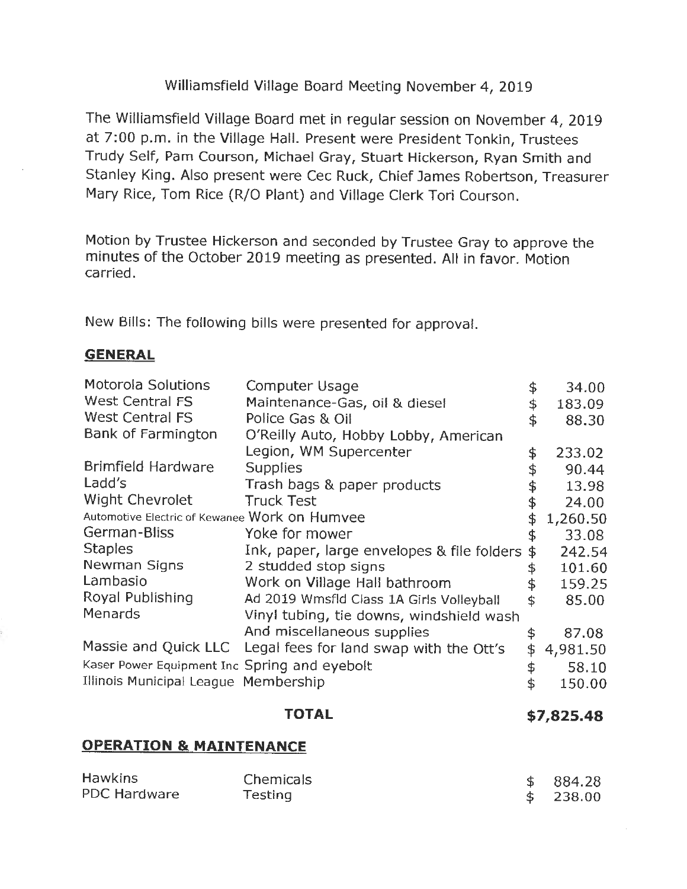# Williamsfield Village Board Meeting November 4, 2019

The Williamsfield Village Board met in regular session on November 4, 2019 at 7:00 p.m. in the Village Hall. Present were President Tonkin, Trustees Trudy Self, Pam Courson, Michael Gray, Stuart Hickerson, Ryan Smith and Stanley King. Also present were Cec Ruck, Chief James Robertson, Treasurer Mary Rice, Tom Rice (R/O Plant) and Village Clerk Tori Courson.

Motion by Trustee Hickerson and seconded by Trustee Gray to approve the minutes of the October 2019 meeting as presented. All in favor. Motion carried.

New Bills: The following bills were presented for approval.

## GENERAL

| Vendor | Description | Amount |
|---|---|---|
| Motorola Solutions | Computer Usage | $ 34.00 |
| West Central FS | Maintenance-Gas, oil & diesel | $ 183.09 |
| West Central FS | Police Gas & Oil | $ 88.30 |
| Bank of Farmington | O'Reilly Auto, Hobby Lobby, American Legion, WM Supercenter | $ 233.02 |
| Brimfield Hardware | Supplies | $ 90.44 |
| Ladd's | Trash bags & paper products | $ 13.98 |
| Wight Chevrolet | Truck Test | $ 24.00 |
| Automotive Electric of Kewanee | Work on Humvee | $ 1,260.50 |
| German-Bliss | Yoke for mower | $ 33.08 |
| Staples | Ink, paper, large envelopes & file folders | $ 242.54 |
| Newman Signs | 2 studded stop signs | $ 101.60 |
| Lambasio | Work on Village Hall bathroom | $ 159.25 |
| Royal Publishing | Ad 2019 Wmsfld Class 1A Girls Volleyball | $ 85.00 |
| Menards | Vinyl tubing, tie downs, windshield wash And miscellaneous supplies | $ 87.08 |
| Massie and Quick LLC | Legal fees for land swap with the Ott's | $ 4,981.50 |
| Kaser Power Equipment Inc | Spring and eyebolt | $ 58.10 |
| Illinois Municipal League | Membership | $ 150.00 |
| | **TOTAL** | **$7,825.48** |

## OPERATION & MAINTENANCE

| Vendor | Description | Amount |
|---|---|---|
| Hawkins | Chemicals | $ 884.28 |
| PDC Hardware | Testing | $ 238.00 |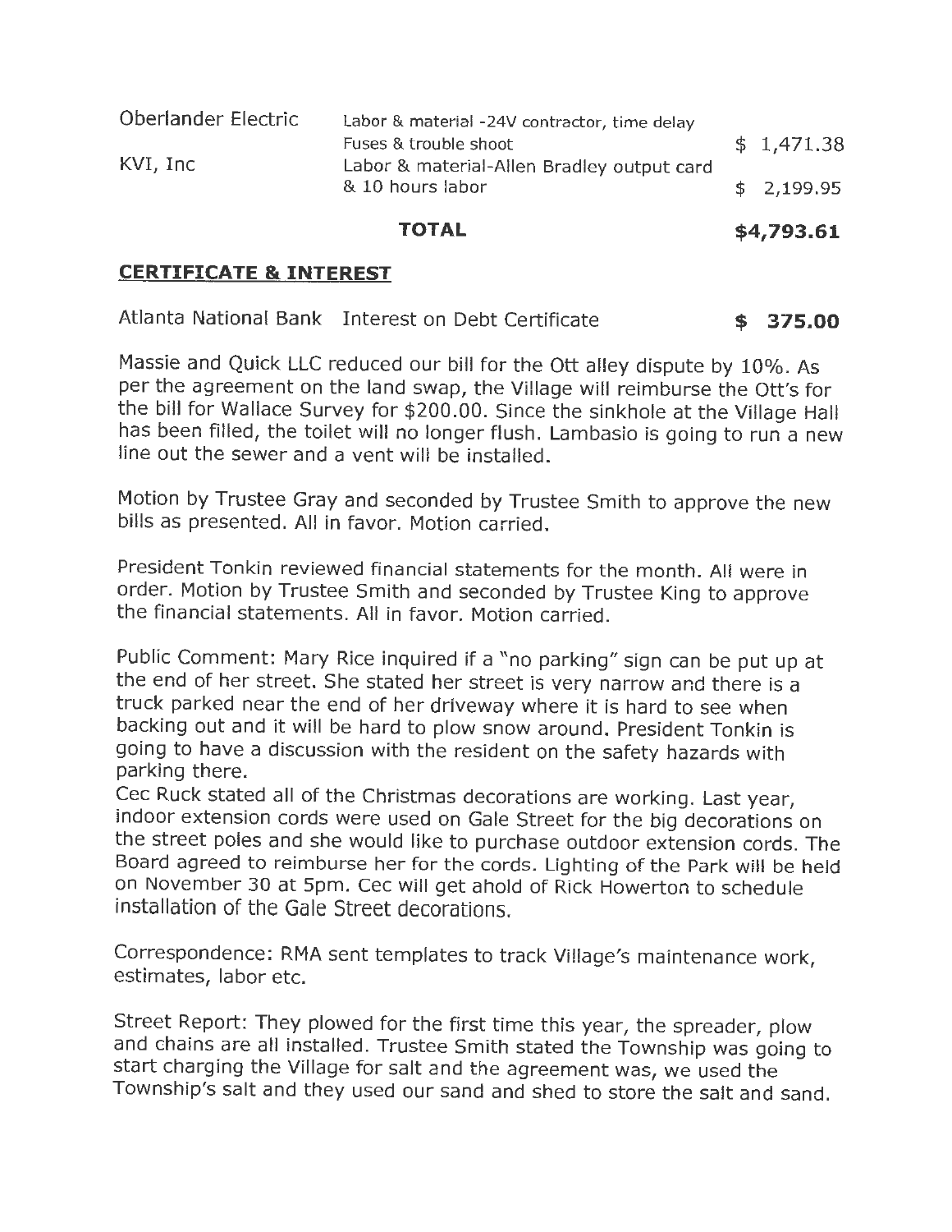| | | |
|---|---|---|
| Oberlander Electric | Labor & material -24V contractor, time delay Fuses & trouble shoot | $ 1,471.38 |
| KVI, Inc | Labor & material-Allen Bradley output card & 10 hours labor | $ 2,199.95 |
| | **TOTAL** | **$4,793.61** |

## CERTIFICATE & INTEREST

| | | |
|---|---|---|
| Atlanta National Bank | Interest on Debt Certificate | **$ 375.00** |

Massie and Quick LLC reduced our bill for the Ott alley dispute by 10%. As per the agreement on the land swap, the Village will reimburse the Ott's for the bill for Wallace Survey for $200.00. Since the sinkhole at the Village Hall has been filled, the toilet will no longer flush. Lambasio is going to run a new line out the sewer and a vent will be installed.

Motion by Trustee Gray and seconded by Trustee Smith to approve the new bills as presented. All in favor. Motion carried.

President Tonkin reviewed financial statements for the month. All were in order. Motion by Trustee Smith and seconded by Trustee King to approve the financial statements. All in favor. Motion carried.

Public Comment: Mary Rice inquired if a "no parking" sign can be put up at the end of her street. She stated her street is very narrow and there is a truck parked near the end of her driveway where it is hard to see when backing out and it will be hard to plow snow around. President Tonkin is going to have a discussion with the resident on the safety hazards with parking there.
Cec Ruck stated all of the Christmas decorations are working. Last year, indoor extension cords were used on Gale Street for the big decorations on the street poles and she would like to purchase outdoor extension cords. The Board agreed to reimburse her for the cords. Lighting of the Park will be held on November 30 at 5pm. Cec will get ahold of Rick Howerton to schedule installation of the Gale Street decorations.

Correspondence: RMA sent templates to track Village's maintenance work, estimates, labor etc.

Street Report: They plowed for the first time this year, the spreader, plow and chains are all installed. Trustee Smith stated the Township was going to start charging the Village for salt and the agreement was, we used the Township's salt and they used our sand and shed to store the salt and sand.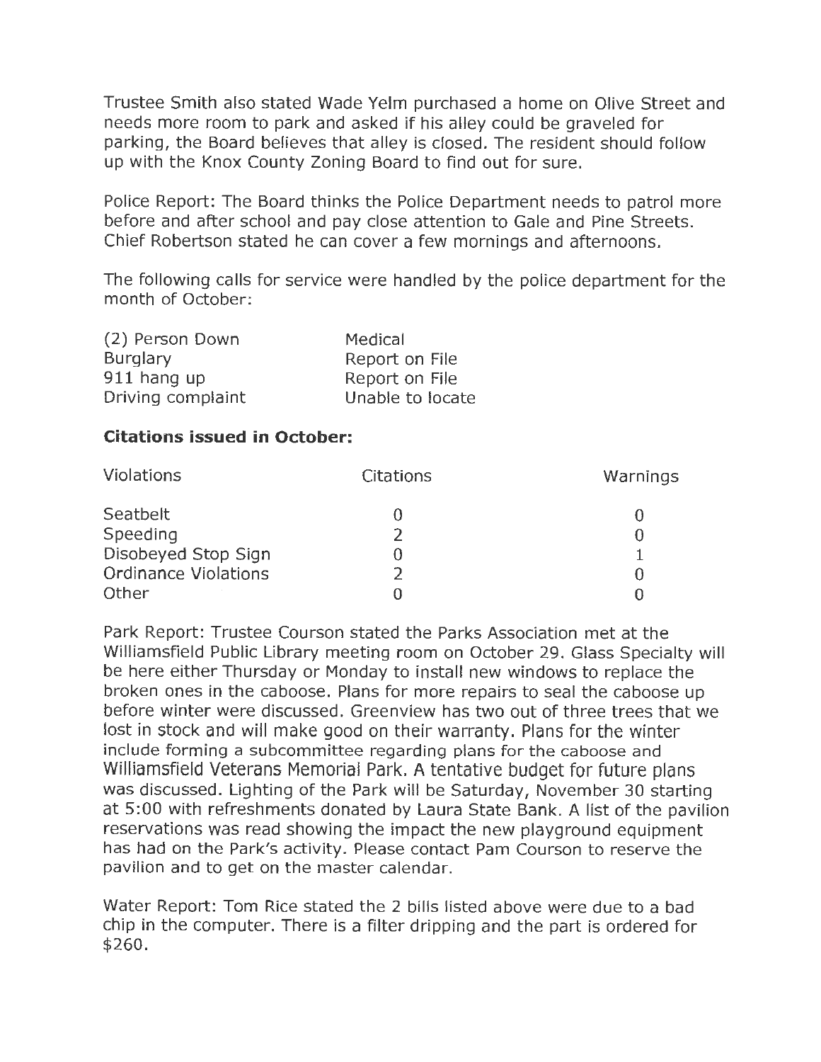Trustee Smith also stated Wade Yelm purchased a home on Olive Street and needs more room to park and asked if his alley could be graveled for parking, the Board believes that alley is closed. The resident should follow up with the Knox County Zoning Board to find out for sure.

Police Report: The Board thinks the Police Department needs to patrol more before and after school and pay close attention to Gale and Pine Streets. Chief Robertson stated he can cover a few mornings and afternoons.

The following calls for service were handled by the police department for the month of October:

| | |
|---|---|
| (2) Person Down | Medical |
| Burglary | Report on File |
| 911 hang up | Report on File |
| Driving complaint | Unable to locate |

**Citations issued in October:**

| Violations | Citations | Warnings |
|---|---|---|
| Seatbelt | 0 | 0 |
| Speeding | 2 | 0 |
| Disobeyed Stop Sign | 0 | 1 |
| Ordinance Violations | 2 | 0 |
| Other | 0 | 0 |

Park Report: Trustee Courson stated the Parks Association met at the Williamsfield Public Library meeting room on October 29. Glass Specialty will be here either Thursday or Monday to install new windows to replace the broken ones in the caboose. Plans for more repairs to seal the caboose up before winter were discussed. Greenview has two out of three trees that we lost in stock and will make good on their warranty. Plans for the winter include forming a subcommittee regarding plans for the caboose and Williamsfield Veterans Memorial Park. A tentative budget for future plans was discussed. Lighting of the Park will be Saturday, November 30 starting at 5:00 with refreshments donated by Laura State Bank. A list of the pavilion reservations was read showing the impact the new playground equipment has had on the Park's activity. Please contact Pam Courson to reserve the pavilion and to get on the master calendar.

Water Report: Tom Rice stated the 2 bills listed above were due to a bad chip in the computer. There is a filter dripping and the part is ordered for $260.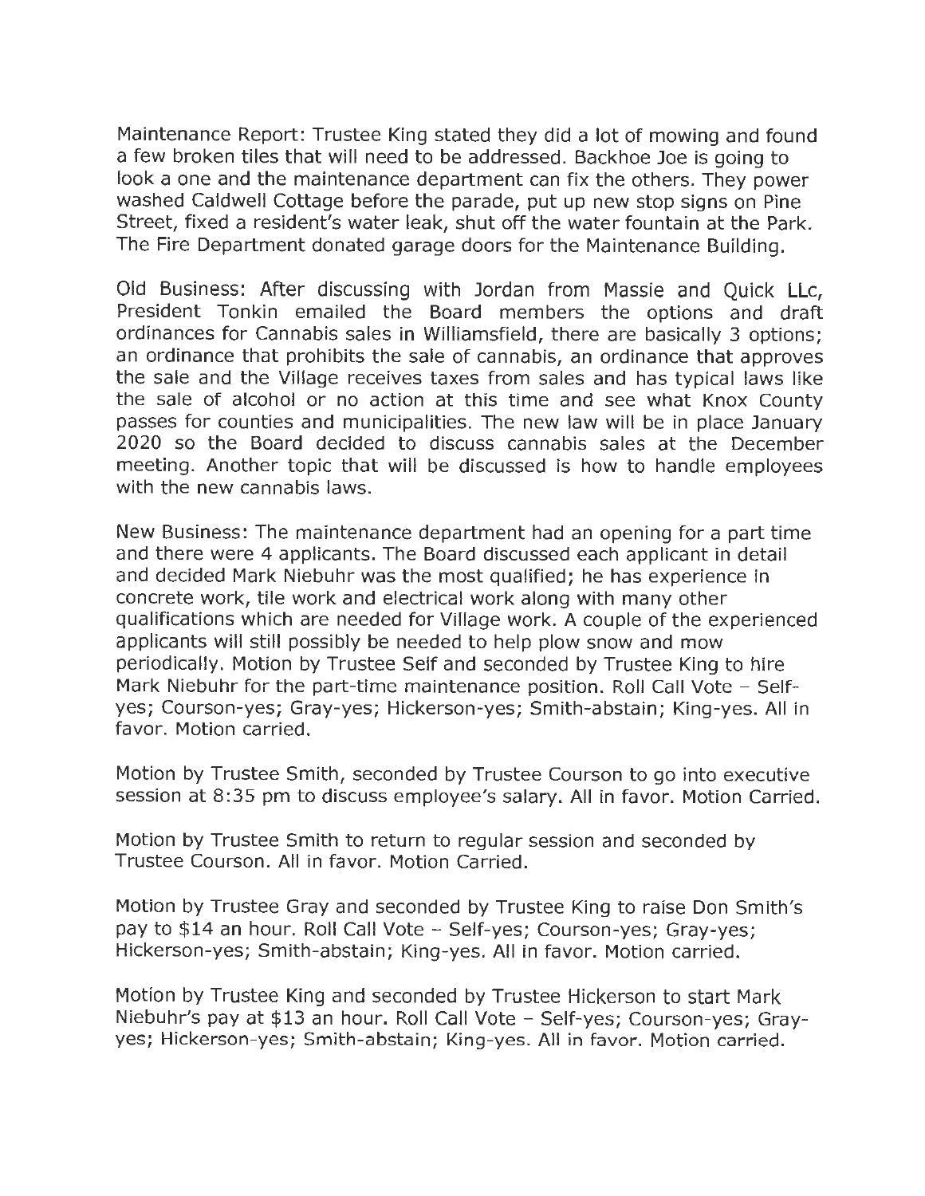Maintenance Report: Trustee King stated they did a lot of mowing and found a few broken tiles that will need to be addressed. Backhoe Joe is going to look a one and the maintenance department can fix the others. They power washed Caldwell Cottage before the parade, put up new stop signs on Pine Street, fixed a resident's water leak, shut off the water fountain at the Park. The Fire Department donated garage doors for the Maintenance Building.

Old Business: After discussing with Jordan from Massie and Quick LLc, President Tonkin emailed the Board members the options and draft ordinances for Cannabis sales in Williamsfield, there are basically 3 options; an ordinance that prohibits the sale of cannabis, an ordinance that approves the sale and the Village receives taxes from sales and has typical laws like the sale of alcohol or no action at this time and see what Knox County passes for counties and municipalities. The new law will be in place January 2020 so the Board decided to discuss cannabis sales at the December meeting. Another topic that will be discussed is how to handle employees with the new cannabis laws.

New Business: The maintenance department had an opening for a part time and there were 4 applicants. The Board discussed each applicant in detail and decided Mark Niebuhr was the most qualified; he has experience in concrete work, tile work and electrical work along with many other qualifications which are needed for Village work. A couple of the experienced applicants will still possibly be needed to help plow snow and mow periodically. Motion by Trustee Self and seconded by Trustee King to hire Mark Niebuhr for the part-time maintenance position. Roll Call Vote – Self-yes; Courson-yes; Gray-yes; Hickerson-yes; Smith-abstain; King-yes. All in favor. Motion carried.

Motion by Trustee Smith, seconded by Trustee Courson to go into executive session at 8:35 pm to discuss employee's salary. All in favor. Motion Carried.

Motion by Trustee Smith to return to regular session and seconded by Trustee Courson. All in favor. Motion Carried.

Motion by Trustee Gray and seconded by Trustee King to raise Don Smith's pay to $14 an hour. Roll Call Vote – Self-yes; Courson-yes; Gray-yes; Hickerson-yes; Smith-abstain; King-yes. All in favor. Motion carried.

Motion by Trustee King and seconded by Trustee Hickerson to start Mark Niebuhr's pay at $13 an hour. Roll Call Vote – Self-yes; Courson-yes; Gray-yes; Hickerson-yes; Smith-abstain; King-yes. All in favor. Motion carried.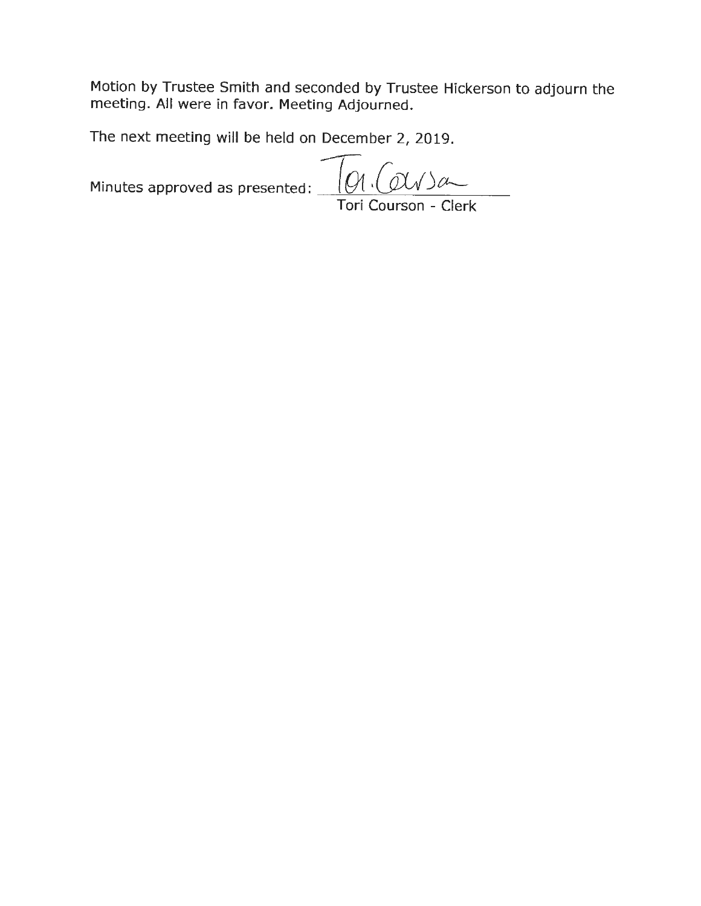Motion by Trustee Smith and seconded by Trustee Hickerson to adjourn the meeting. All were in favor. Meeting Adjourned.

The next meeting will be held on December 2, 2019.

Minutes approved as presented: Tori Courson

Tori Courson - Clerk